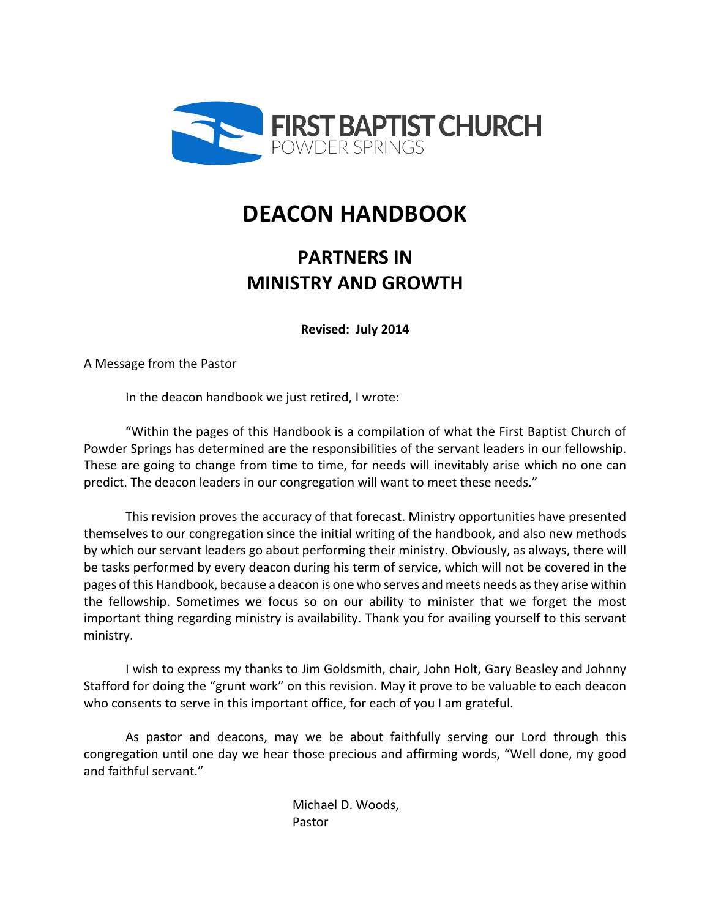FIRST BAPTIST CHURCH
POWDER SPRINGS

# DEACON HANDBOOK

## PARTNERS IN MINISTRY AND GROWTH

**Revised: July 2014**

A Message from the Pastor

In the deacon handbook we just retired, I wrote:

"Within the pages of this Handbook is a compilation of what the First Baptist Church of Powder Springs has determined are the responsibilities of the servant leaders in our fellowship. These are going to change from time to time, for needs will inevitably arise which no one can predict. The deacon leaders in our congregation will want to meet these needs."

This revision proves the accuracy of that forecast. Ministry opportunities have presented themselves to our congregation since the initial writing of the handbook, and also new methods by which our servant leaders go about performing their ministry. Obviously, as always, there will be tasks performed by every deacon during his term of service, which will not be covered in the pages of this Handbook, because a deacon is one who serves and meets needs as they arise within the fellowship. Sometimes we focus so on our ability to minister that we forget the most important thing regarding ministry is availability. Thank you for availing yourself to this servant ministry.

I wish to express my thanks to Jim Goldsmith, chair, John Holt, Gary Beasley and Johnny Stafford for doing the "grunt work" on this revision. May it prove to be valuable to each deacon who consents to serve in this important office, for each of you I am grateful.

As pastor and deacons, may we be about faithfully serving our Lord through this congregation until one day we hear those precious and affirming words, "Well done, my good and faithful servant."

Michael D. Woods,
Pastor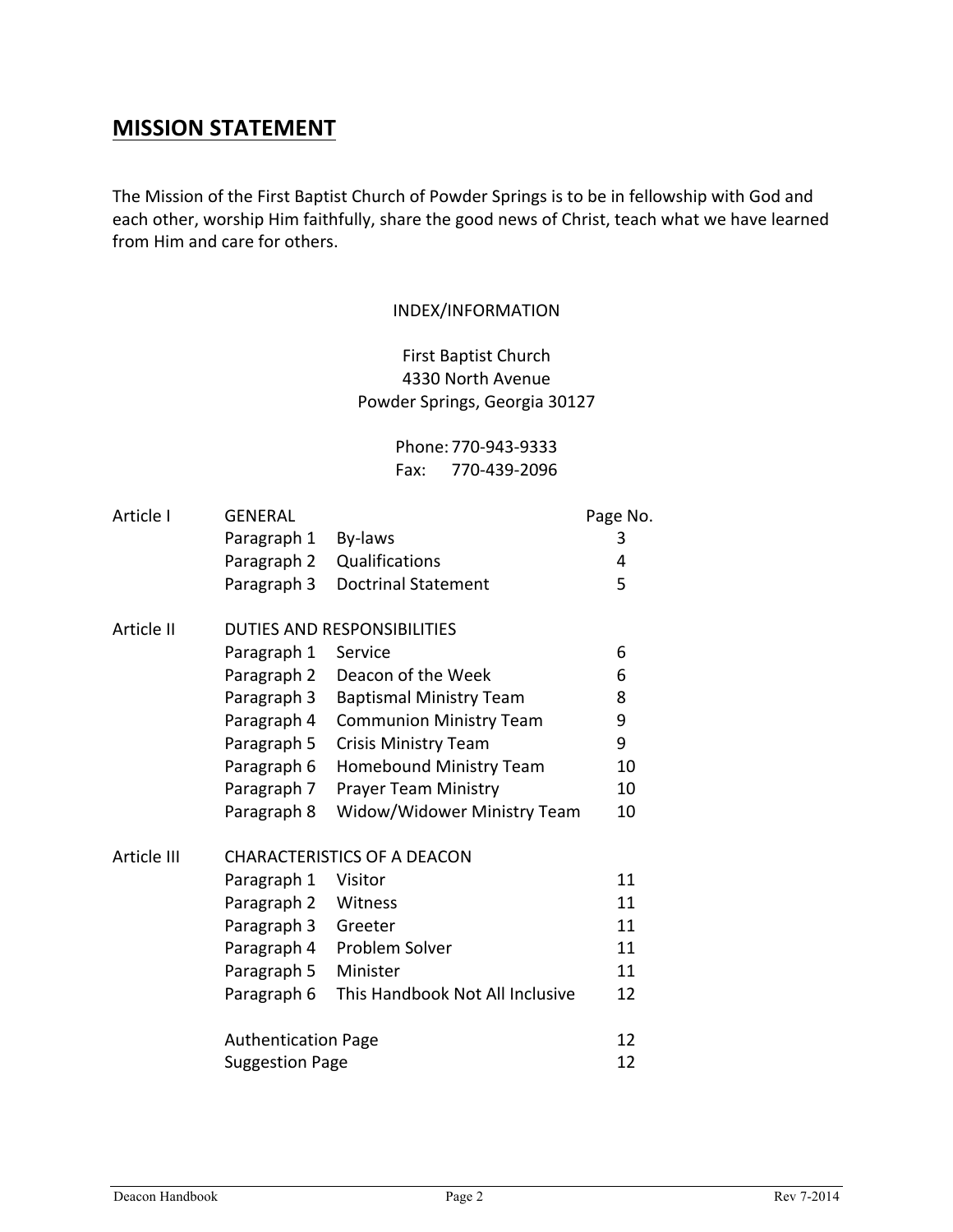## MISSION STATEMENT

The Mission of the First Baptist Church of Powder Springs is to be in fellowship with God and each other, worship Him faithfully, share the good news of Christ, teach what we have learned from Him and care for others.

INDEX/INFORMATION

First Baptist Church
4330 North Avenue
Powder Springs, Georgia 30127

Phone: 770-943-9333
Fax: 770-439-2096

| | | | Page No. |
|---|---|---|---|
| Article I | GENERAL | | |
| | Paragraph 1 | By-laws | 3 |
| | Paragraph 2 | Qualifications | 4 |
| | Paragraph 3 | Doctrinal Statement | 5 |
| Article II | DUTIES AND RESPONSIBILITIES | | |
| | Paragraph 1 | Service | 6 |
| | Paragraph 2 | Deacon of the Week | 6 |
| | Paragraph 3 | Baptismal Ministry Team | 8 |
| | Paragraph 4 | Communion Ministry Team | 9 |
| | Paragraph 5 | Crisis Ministry Team | 9 |
| | Paragraph 6 | Homebound Ministry Team | 10 |
| | Paragraph 7 | Prayer Team Ministry | 10 |
| | Paragraph 8 | Widow/Widower Ministry Team | 10 |
| Article III | CHARACTERISTICS OF A DEACON | | |
| | Paragraph 1 | Visitor | 11 |
| | Paragraph 2 | Witness | 11 |
| | Paragraph 3 | Greeter | 11 |
| | Paragraph 4 | Problem Solver | 11 |
| | Paragraph 5 | Minister | 11 |
| | Paragraph 6 | This Handbook Not All Inclusive | 12 |
| | Authentication Page | | 12 |
| | Suggestion Page | | 12 |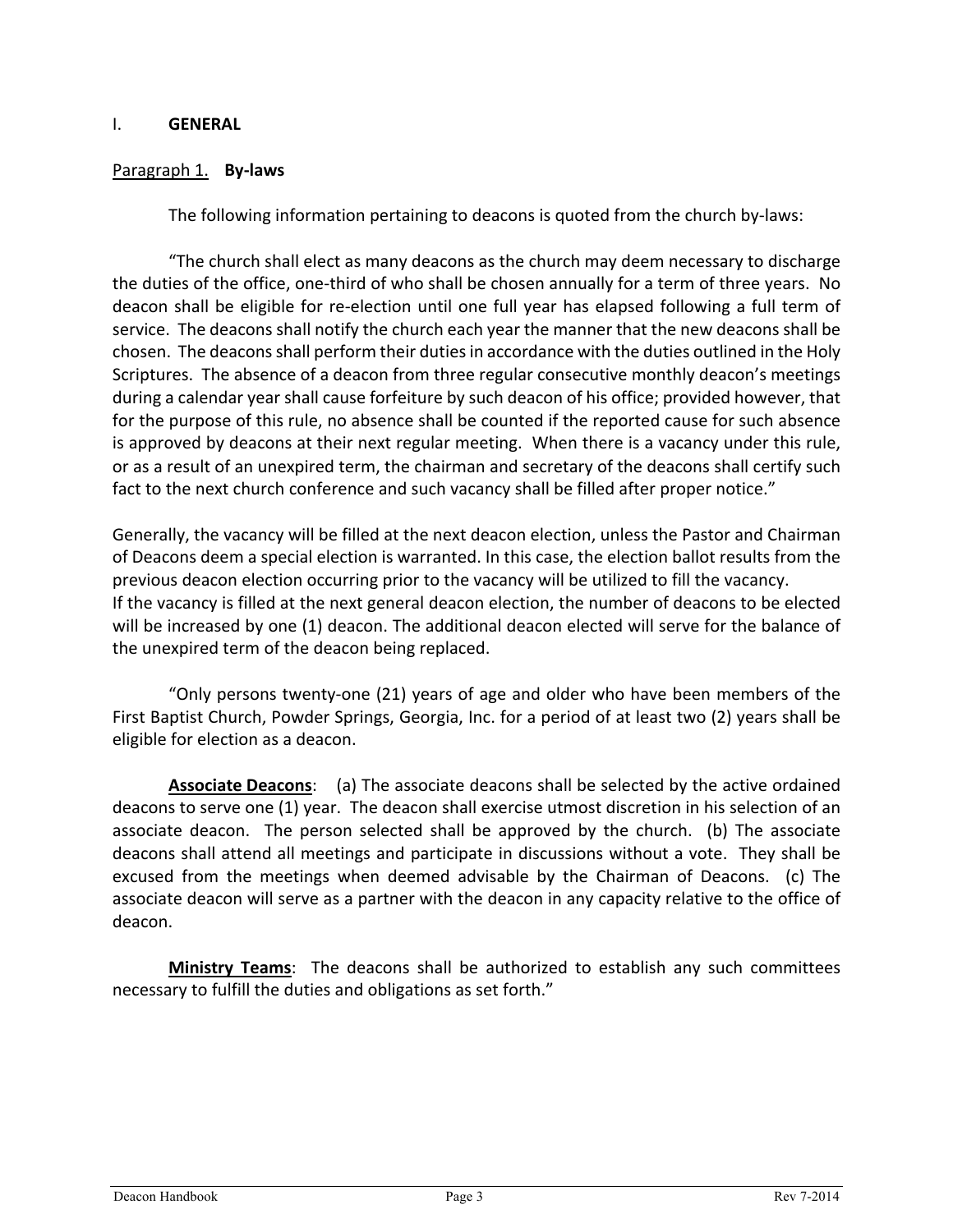# I. GENERAL

<u>Paragraph 1.</u> **By-laws**

The following information pertaining to deacons is quoted from the church by-laws:

"The church shall elect as many deacons as the church may deem necessary to discharge the duties of the office, one-third of who shall be chosen annually for a term of three years. No deacon shall be eligible for re-election until one full year has elapsed following a full term of service. The deacons shall notify the church each year the manner that the new deacons shall be chosen. The deacons shall perform their duties in accordance with the duties outlined in the Holy Scriptures. The absence of a deacon from three regular consecutive monthly deacon's meetings during a calendar year shall cause forfeiture by such deacon of his office; provided however, that for the purpose of this rule, no absence shall be counted if the reported cause for such absence is approved by deacons at their next regular meeting. When there is a vacancy under this rule, or as a result of an unexpired term, the chairman and secretary of the deacons shall certify such fact to the next church conference and such vacancy shall be filled after proper notice."

Generally, the vacancy will be filled at the next deacon election, unless the Pastor and Chairman of Deacons deem a special election is warranted. In this case, the election ballot results from the previous deacon election occurring prior to the vacancy will be utilized to fill the vacancy.
If the vacancy is filled at the next general deacon election, the number of deacons to be elected will be increased by one (1) deacon. The additional deacon elected will serve for the balance of the unexpired term of the deacon being replaced.

"Only persons twenty-one (21) years of age and older who have been members of the First Baptist Church, Powder Springs, Georgia, Inc. for a period of at least two (2) years shall be eligible for election as a deacon.

**<u>Associate Deacons</u>**: (a) The associate deacons shall be selected by the active ordained deacons to serve one (1) year. The deacon shall exercise utmost discretion in his selection of an associate deacon. The person selected shall be approved by the church. (b) The associate deacons shall attend all meetings and participate in discussions without a vote. They shall be excused from the meetings when deemed advisable by the Chairman of Deacons. (c) The associate deacon will serve as a partner with the deacon in any capacity relative to the office of deacon.

**<u>Ministry Teams</u>**: The deacons shall be authorized to establish any such committees necessary to fulfill the duties and obligations as set forth."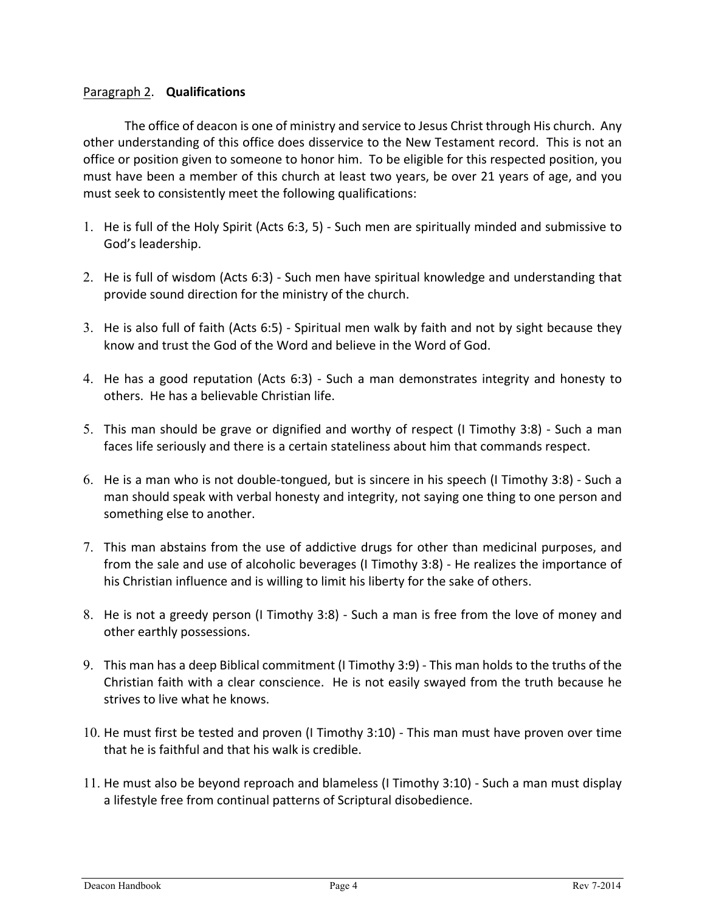Paragraph 2. **Qualifications**

The office of deacon is one of ministry and service to Jesus Christ through His church. Any other understanding of this office does disservice to the New Testament record. This is not an office or position given to someone to honor him. To be eligible for this respected position, you must have been a member of this church at least two years, be over 21 years of age, and you must seek to consistently meet the following qualifications:

1. He is full of the Holy Spirit (Acts 6:3, 5) - Such men are spiritually minded and submissive to God's leadership.

2. He is full of wisdom (Acts 6:3) - Such men have spiritual knowledge and understanding that provide sound direction for the ministry of the church.

3. He is also full of faith (Acts 6:5) - Spiritual men walk by faith and not by sight because they know and trust the God of the Word and believe in the Word of God.

4. He has a good reputation (Acts 6:3) - Such a man demonstrates integrity and honesty to others. He has a believable Christian life.

5. This man should be grave or dignified and worthy of respect (I Timothy 3:8) - Such a man faces life seriously and there is a certain stateliness about him that commands respect.

6. He is a man who is not double-tongued, but is sincere in his speech (I Timothy 3:8) - Such a man should speak with verbal honesty and integrity, not saying one thing to one person and something else to another.

7. This man abstains from the use of addictive drugs for other than medicinal purposes, and from the sale and use of alcoholic beverages (I Timothy 3:8) - He realizes the importance of his Christian influence and is willing to limit his liberty for the sake of others.

8. He is not a greedy person (I Timothy 3:8) - Such a man is free from the love of money and other earthly possessions.

9. This man has a deep Biblical commitment (I Timothy 3:9) - This man holds to the truths of the Christian faith with a clear conscience. He is not easily swayed from the truth because he strives to live what he knows.

10. He must first be tested and proven (I Timothy 3:10) - This man must have proven over time that he is faithful and that his walk is credible.

11. He must also be beyond reproach and blameless (I Timothy 3:10) - Such a man must display a lifestyle free from continual patterns of Scriptural disobedience.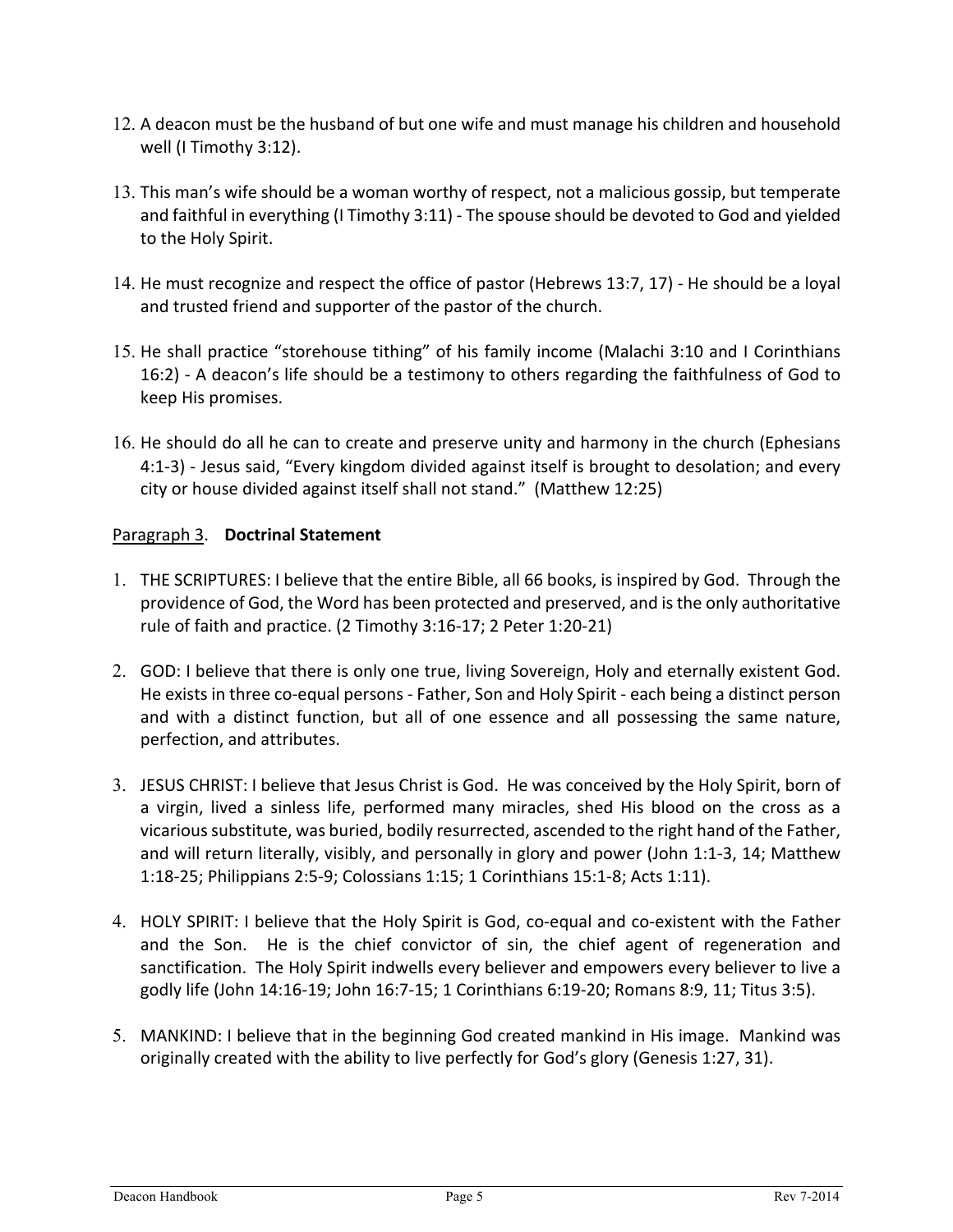12. A deacon must be the husband of but one wife and must manage his children and household well (I Timothy 3:12).

13. This man's wife should be a woman worthy of respect, not a malicious gossip, but temperate and faithful in everything (I Timothy 3:11) - The spouse should be devoted to God and yielded to the Holy Spirit.

14. He must recognize and respect the office of pastor (Hebrews 13:7, 17) - He should be a loyal and trusted friend and supporter of the pastor of the church.

15. He shall practice "storehouse tithing" of his family income (Malachi 3:10 and I Corinthians 16:2) - A deacon's life should be a testimony to others regarding the faithfulness of God to keep His promises.

16. He should do all he can to create and preserve unity and harmony in the church (Ephesians 4:1-3) - Jesus said, "Every kingdom divided against itself is brought to desolation; and every city or house divided against itself shall not stand." (Matthew 12:25)

<u>Paragraph 3</u>. **Doctrinal Statement**

1. THE SCRIPTURES: I believe that the entire Bible, all 66 books, is inspired by God. Through the providence of God, the Word has been protected and preserved, and is the only authoritative rule of faith and practice. (2 Timothy 3:16-17; 2 Peter 1:20-21)

2. GOD: I believe that there is only one true, living Sovereign, Holy and eternally existent God. He exists in three co-equal persons - Father, Son and Holy Spirit - each being a distinct person and with a distinct function, but all of one essence and all possessing the same nature, perfection, and attributes.

3. JESUS CHRIST: I believe that Jesus Christ is God. He was conceived by the Holy Spirit, born of a virgin, lived a sinless life, performed many miracles, shed His blood on the cross as a vicarious substitute, was buried, bodily resurrected, ascended to the right hand of the Father, and will return literally, visibly, and personally in glory and power (John 1:1-3, 14; Matthew 1:18-25; Philippians 2:5-9; Colossians 1:15; 1 Corinthians 15:1-8; Acts 1:11).

4. HOLY SPIRIT: I believe that the Holy Spirit is God, co-equal and co-existent with the Father and the Son. He is the chief convictor of sin, the chief agent of regeneration and sanctification. The Holy Spirit indwells every believer and empowers every believer to live a godly life (John 14:16-19; John 16:7-15; 1 Corinthians 6:19-20; Romans 8:9, 11; Titus 3:5).

5. MANKIND: I believe that in the beginning God created mankind in His image. Mankind was originally created with the ability to live perfectly for God's glory (Genesis 1:27, 31).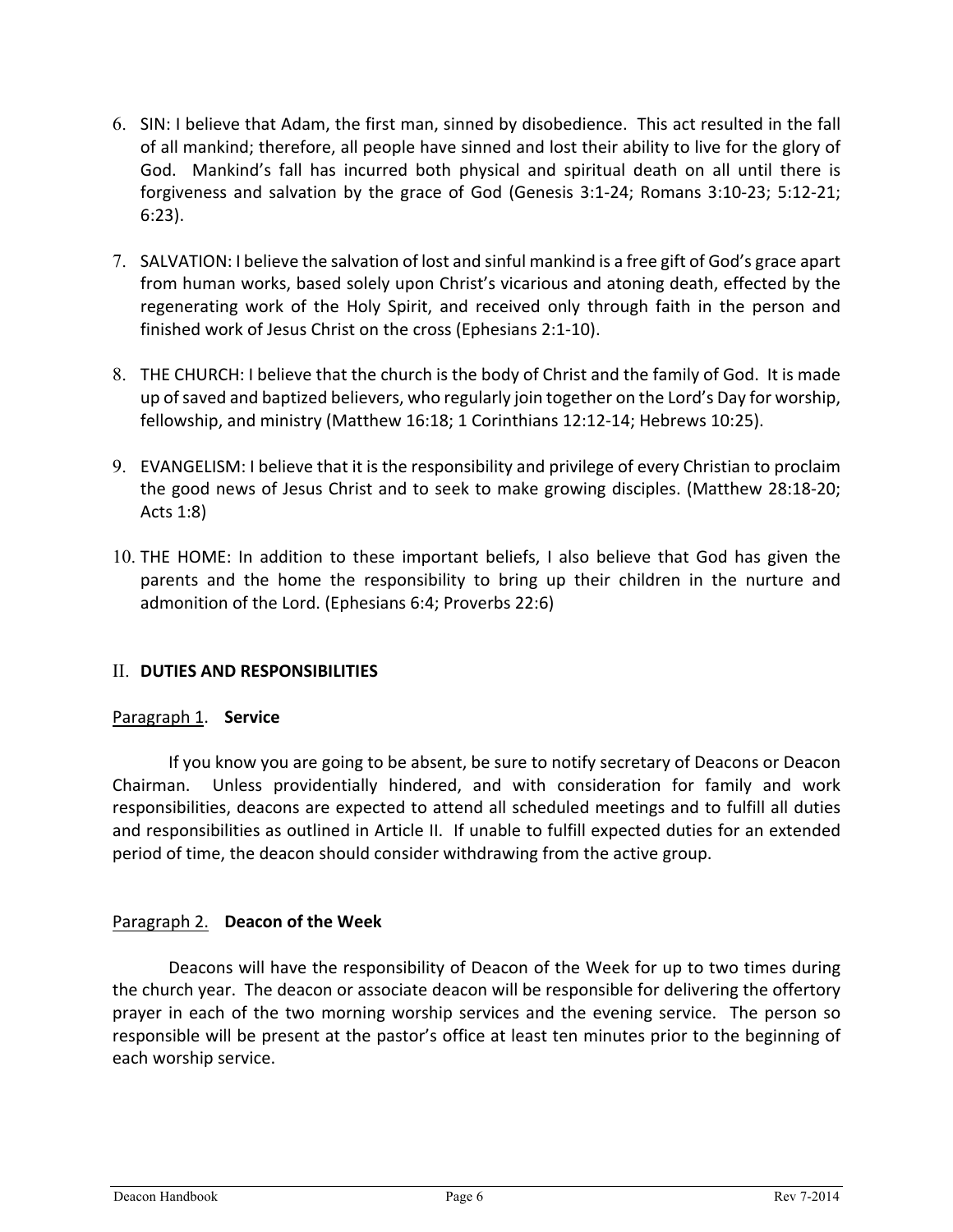6. SIN: I believe that Adam, the first man, sinned by disobedience. This act resulted in the fall of all mankind; therefore, all people have sinned and lost their ability to live for the glory of God. Mankind's fall has incurred both physical and spiritual death on all until there is forgiveness and salvation by the grace of God (Genesis 3:1-24; Romans 3:10-23; 5:12-21; 6:23).

7. SALVATION: I believe the salvation of lost and sinful mankind is a free gift of God's grace apart from human works, based solely upon Christ's vicarious and atoning death, effected by the regenerating work of the Holy Spirit, and received only through faith in the person and finished work of Jesus Christ on the cross (Ephesians 2:1-10).

8. THE CHURCH: I believe that the church is the body of Christ and the family of God. It is made up of saved and baptized believers, who regularly join together on the Lord's Day for worship, fellowship, and ministry (Matthew 16:18; 1 Corinthians 12:12-14; Hebrews 10:25).

9. EVANGELISM: I believe that it is the responsibility and privilege of every Christian to proclaim the good news of Jesus Christ and to seek to make growing disciples. (Matthew 28:18-20; Acts 1:8)

10. THE HOME: In addition to these important beliefs, I also believe that God has given the parents and the home the responsibility to bring up their children in the nurture and admonition of the Lord. (Ephesians 6:4; Proverbs 22:6)

## II. DUTIES AND RESPONSIBILITIES

### Paragraph 1. Service

If you know you are going to be absent, be sure to notify secretary of Deacons or Deacon Chairman. Unless providentially hindered, and with consideration for family and work responsibilities, deacons are expected to attend all scheduled meetings and to fulfill all duties and responsibilities as outlined in Article II. If unable to fulfill expected duties for an extended period of time, the deacon should consider withdrawing from the active group.

### Paragraph 2. Deacon of the Week

Deacons will have the responsibility of Deacon of the Week for up to two times during the church year. The deacon or associate deacon will be responsible for delivering the offertory prayer in each of the two morning worship services and the evening service. The person so responsible will be present at the pastor's office at least ten minutes prior to the beginning of each worship service.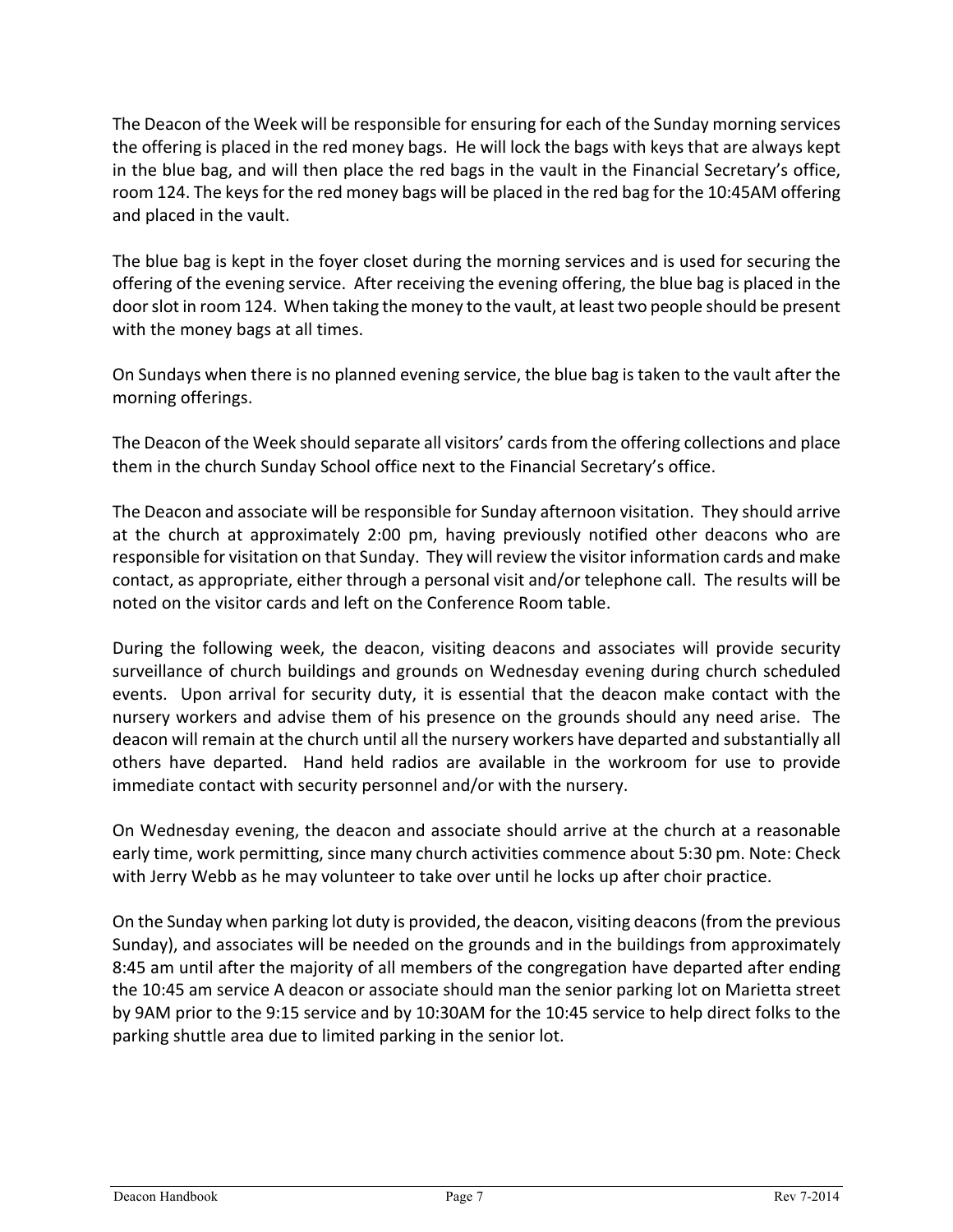The Deacon of the Week will be responsible for ensuring for each of the Sunday morning services the offering is placed in the red money bags. He will lock the bags with keys that are always kept in the blue bag, and will then place the red bags in the vault in the Financial Secretary's office, room 124. The keys for the red money bags will be placed in the red bag for the 10:45AM offering and placed in the vault.

The blue bag is kept in the foyer closet during the morning services and is used for securing the offering of the evening service. After receiving the evening offering, the blue bag is placed in the door slot in room 124. When taking the money to the vault, at least two people should be present with the money bags at all times.

On Sundays when there is no planned evening service, the blue bag is taken to the vault after the morning offerings.

The Deacon of the Week should separate all visitors' cards from the offering collections and place them in the church Sunday School office next to the Financial Secretary's office.

The Deacon and associate will be responsible for Sunday afternoon visitation. They should arrive at the church at approximately 2:00 pm, having previously notified other deacons who are responsible for visitation on that Sunday. They will review the visitor information cards and make contact, as appropriate, either through a personal visit and/or telephone call. The results will be noted on the visitor cards and left on the Conference Room table.

During the following week, the deacon, visiting deacons and associates will provide security surveillance of church buildings and grounds on Wednesday evening during church scheduled events. Upon arrival for security duty, it is essential that the deacon make contact with the nursery workers and advise them of his presence on the grounds should any need arise. The deacon will remain at the church until all the nursery workers have departed and substantially all others have departed. Hand held radios are available in the workroom for use to provide immediate contact with security personnel and/or with the nursery.

On Wednesday evening, the deacon and associate should arrive at the church at a reasonable early time, work permitting, since many church activities commence about 5:30 pm. Note: Check with Jerry Webb as he may volunteer to take over until he locks up after choir practice.

On the Sunday when parking lot duty is provided, the deacon, visiting deacons (from the previous Sunday), and associates will be needed on the grounds and in the buildings from approximately 8:45 am until after the majority of all members of the congregation have departed after ending the 10:45 am service A deacon or associate should man the senior parking lot on Marietta street by 9AM prior to the 9:15 service and by 10:30AM for the 10:45 service to help direct folks to the parking shuttle area due to limited parking in the senior lot.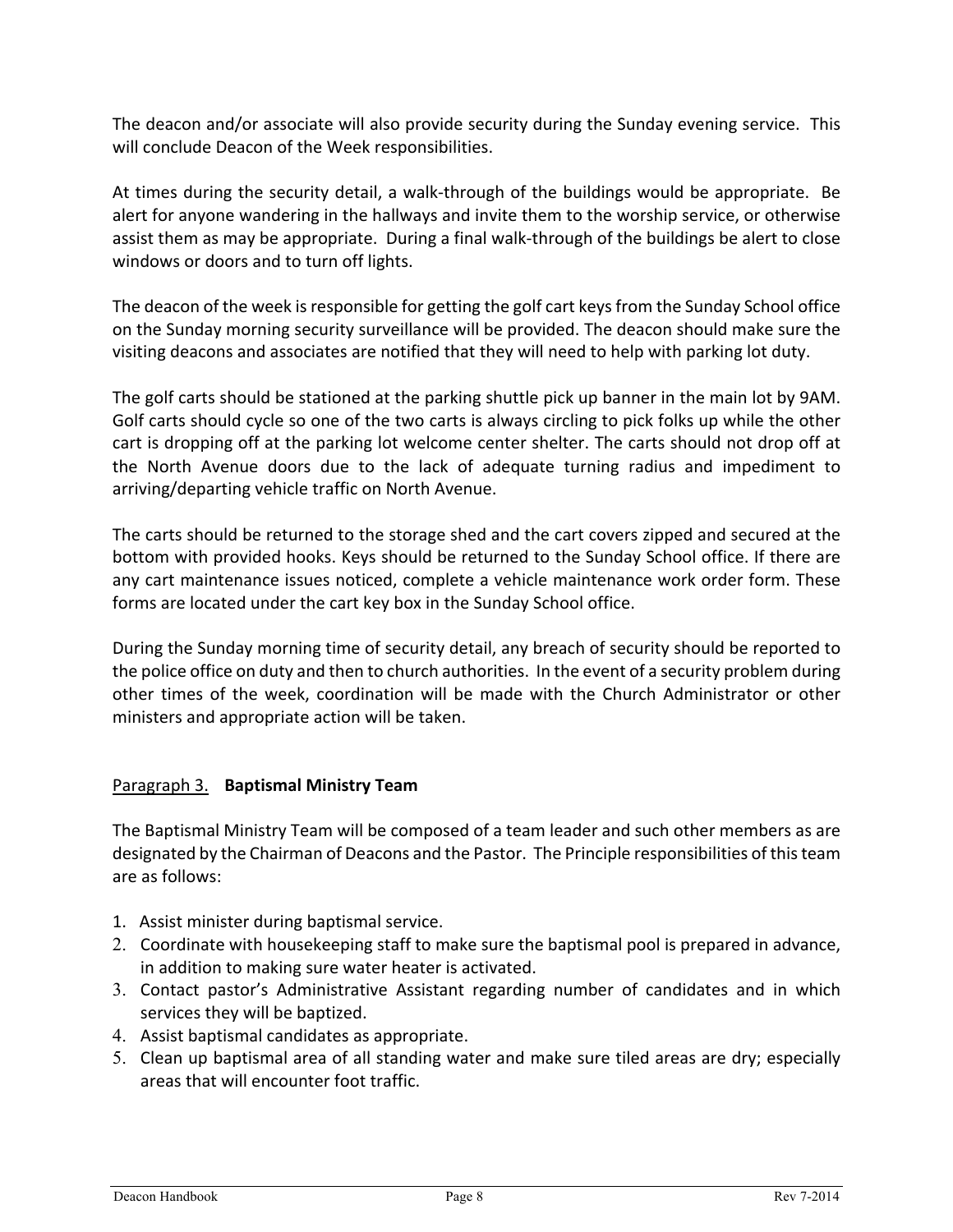The deacon and/or associate will also provide security during the Sunday evening service. This will conclude Deacon of the Week responsibilities.

At times during the security detail, a walk-through of the buildings would be appropriate. Be alert for anyone wandering in the hallways and invite them to the worship service, or otherwise assist them as may be appropriate. During a final walk-through of the buildings be alert to close windows or doors and to turn off lights.

The deacon of the week is responsible for getting the golf cart keys from the Sunday School office on the Sunday morning security surveillance will be provided. The deacon should make sure the visiting deacons and associates are notified that they will need to help with parking lot duty.

The golf carts should be stationed at the parking shuttle pick up banner in the main lot by 9AM. Golf carts should cycle so one of the two carts is always circling to pick folks up while the other cart is dropping off at the parking lot welcome center shelter. The carts should not drop off at the North Avenue doors due to the lack of adequate turning radius and impediment to arriving/departing vehicle traffic on North Avenue.

The carts should be returned to the storage shed and the cart covers zipped and secured at the bottom with provided hooks. Keys should be returned to the Sunday School office. If there are any cart maintenance issues noticed, complete a vehicle maintenance work order form. These forms are located under the cart key box in the Sunday School office.

During the Sunday morning time of security detail, any breach of security should be reported to the police office on duty and then to church authorities. In the event of a security problem during other times of the week, coordination will be made with the Church Administrator or other ministers and appropriate action will be taken.

## Paragraph 3. **Baptismal Ministry Team**

The Baptismal Ministry Team will be composed of a team leader and such other members as are designated by the Chairman of Deacons and the Pastor. The Principle responsibilities of this team are as follows:

1. Assist minister during baptismal service.
2. Coordinate with housekeeping staff to make sure the baptismal pool is prepared in advance, in addition to making sure water heater is activated.
3. Contact pastor's Administrative Assistant regarding number of candidates and in which services they will be baptized.
4. Assist baptismal candidates as appropriate.
5. Clean up baptismal area of all standing water and make sure tiled areas are dry; especially areas that will encounter foot traffic.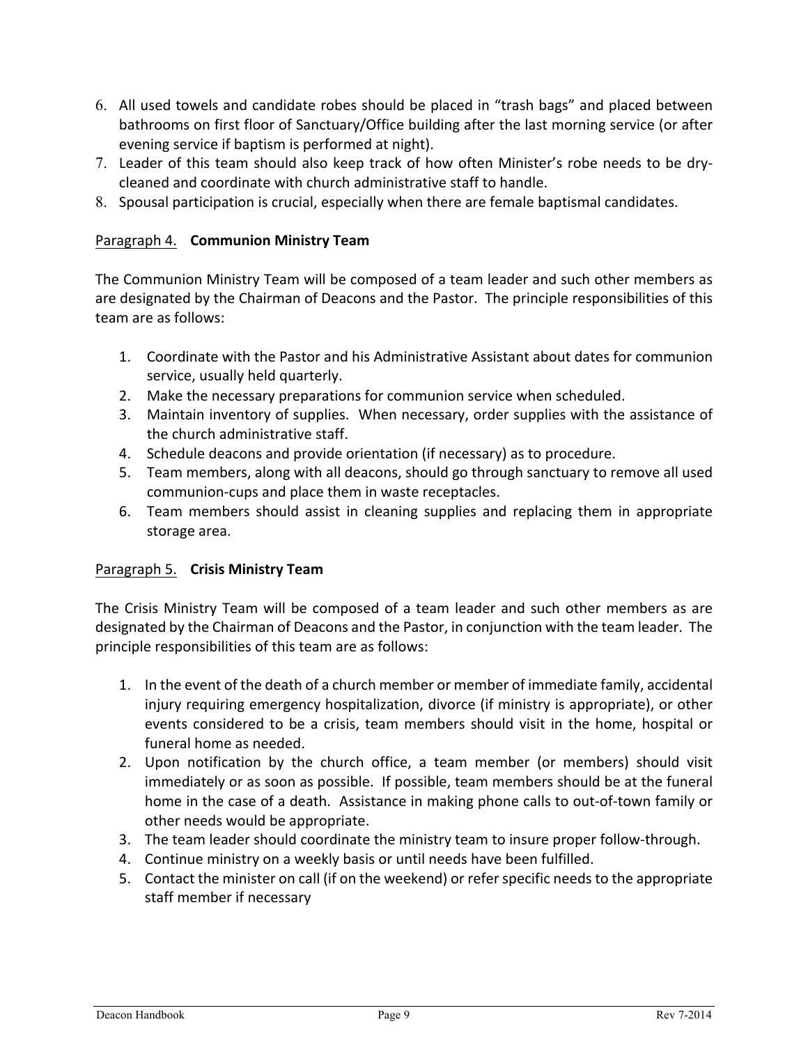6. All used towels and candidate robes should be placed in "trash bags" and placed between bathrooms on first floor of Sanctuary/Office building after the last morning service (or after evening service if baptism is performed at night).
7. Leader of this team should also keep track of how often Minister's robe needs to be dry-cleaned and coordinate with church administrative staff to handle.
8. Spousal participation is crucial, especially when there are female baptismal candidates.

Paragraph 4. **Communion Ministry Team**

The Communion Ministry Team will be composed of a team leader and such other members as are designated by the Chairman of Deacons and the Pastor. The principle responsibilities of this team are as follows:

1. Coordinate with the Pastor and his Administrative Assistant about dates for communion service, usually held quarterly.
2. Make the necessary preparations for communion service when scheduled.
3. Maintain inventory of supplies. When necessary, order supplies with the assistance of the church administrative staff.
4. Schedule deacons and provide orientation (if necessary) as to procedure.
5. Team members, along with all deacons, should go through sanctuary to remove all used communion-cups and place them in waste receptacles.
6. Team members should assist in cleaning supplies and replacing them in appropriate storage area.

Paragraph 5. **Crisis Ministry Team**

The Crisis Ministry Team will be composed of a team leader and such other members as are designated by the Chairman of Deacons and the Pastor, in conjunction with the team leader. The principle responsibilities of this team are as follows:

1. In the event of the death of a church member or member of immediate family, accidental injury requiring emergency hospitalization, divorce (if ministry is appropriate), or other events considered to be a crisis, team members should visit in the home, hospital or funeral home as needed.
2. Upon notification by the church office, a team member (or members) should visit immediately or as soon as possible. If possible, team members should be at the funeral home in the case of a death. Assistance in making phone calls to out-of-town family or other needs would be appropriate.
3. The team leader should coordinate the ministry team to insure proper follow-through.
4. Continue ministry on a weekly basis or until needs have been fulfilled.
5. Contact the minister on call (if on the weekend) or refer specific needs to the appropriate staff member if necessary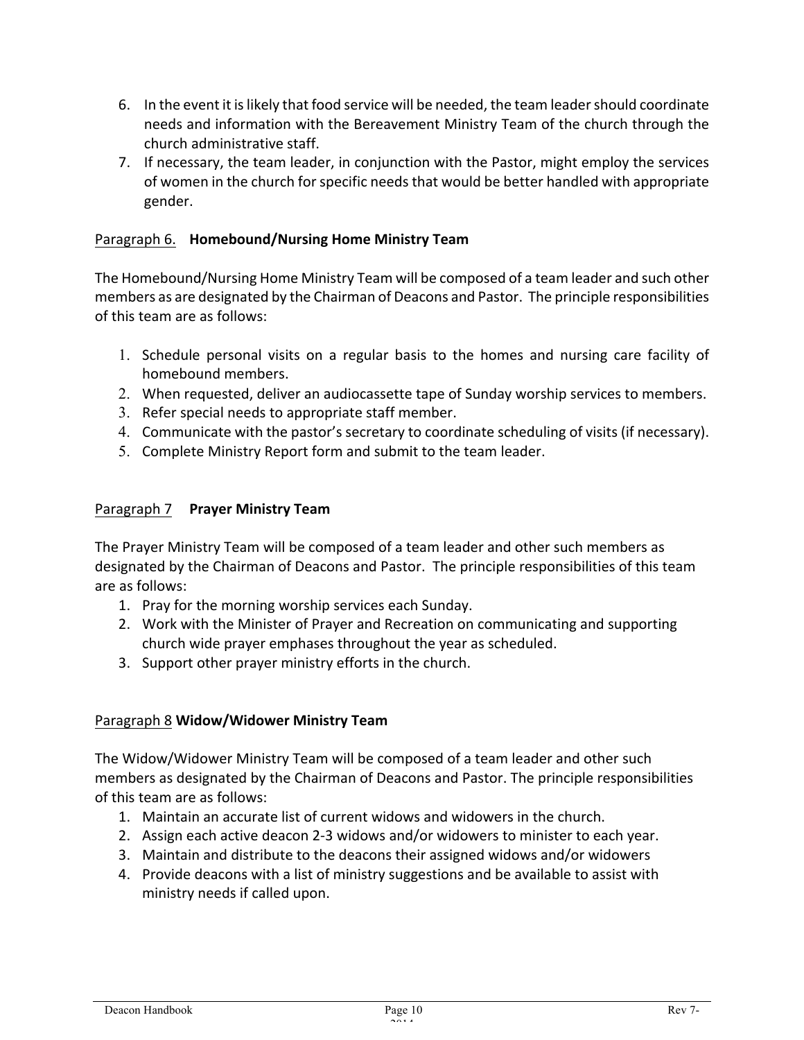6. In the event it is likely that food service will be needed, the team leader should coordinate needs and information with the Bereavement Ministry Team of the church through the church administrative staff.
7. If necessary, the team leader, in conjunction with the Pastor, might employ the services of women in the church for specific needs that would be better handled with appropriate gender.

Paragraph 6. **Homebound/Nursing Home Ministry Team**

The Homebound/Nursing Home Ministry Team will be composed of a team leader and such other members as are designated by the Chairman of Deacons and Pastor. The principle responsibilities of this team are as follows:

1. Schedule personal visits on a regular basis to the homes and nursing care facility of homebound members.
2. When requested, deliver an audiocassette tape of Sunday worship services to members.
3. Refer special needs to appropriate staff member.
4. Communicate with the pastor's secretary to coordinate scheduling of visits (if necessary).
5. Complete Ministry Report form and submit to the team leader.

Paragraph 7 **Prayer Ministry Team**

The Prayer Ministry Team will be composed of a team leader and other such members as designated by the Chairman of Deacons and Pastor. The principle responsibilities of this team are as follows:

1. Pray for the morning worship services each Sunday.
2. Work with the Minister of Prayer and Recreation on communicating and supporting church wide prayer emphases throughout the year as scheduled.
3. Support other prayer ministry efforts in the church.

Paragraph 8 **Widow/Widower Ministry Team**

The Widow/Widower Ministry Team will be composed of a team leader and other such members as designated by the Chairman of Deacons and Pastor. The principle responsibilities of this team are as follows:

1. Maintain an accurate list of current widows and widowers in the church.
2. Assign each active deacon 2-3 widows and/or widowers to minister to each year.
3. Maintain and distribute to the deacons their assigned widows and/or widowers
4. Provide deacons with a list of ministry suggestions and be available to assist with ministry needs if called upon.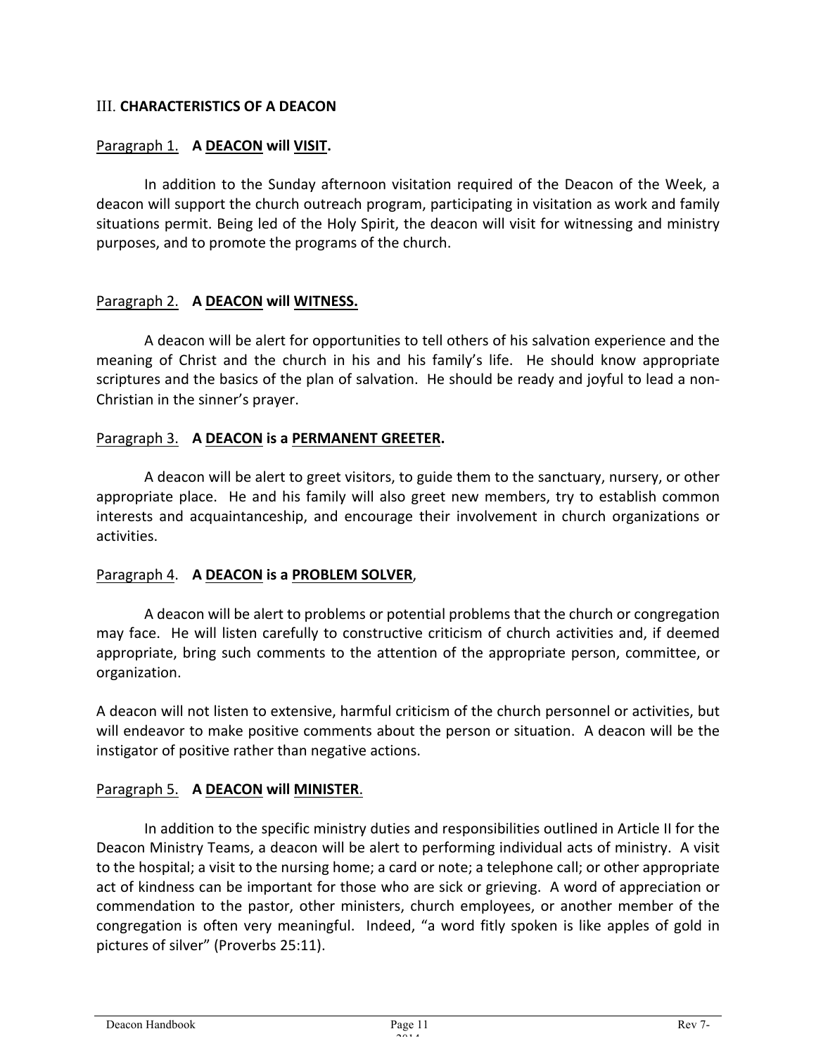## III. CHARACTERISTICS OF A DEACON

Paragraph 1. **A DEACON will VISIT.**

In addition to the Sunday afternoon visitation required of the Deacon of the Week, a deacon will support the church outreach program, participating in visitation as work and family situations permit. Being led of the Holy Spirit, the deacon will visit for witnessing and ministry purposes, and to promote the programs of the church.

Paragraph 2. **A DEACON will WITNESS.**

A deacon will be alert for opportunities to tell others of his salvation experience and the meaning of Christ and the church in his and his family's life. He should know appropriate scriptures and the basics of the plan of salvation. He should be ready and joyful to lead a non-Christian in the sinner's prayer.

Paragraph 3. **A DEACON is a PERMANENT GREETER.**

A deacon will be alert to greet visitors, to guide them to the sanctuary, nursery, or other appropriate place. He and his family will also greet new members, try to establish common interests and acquaintanceship, and encourage their involvement in church organizations or activities.

Paragraph 4. **A DEACON is a PROBLEM SOLVER**,

A deacon will be alert to problems or potential problems that the church or congregation may face. He will listen carefully to constructive criticism of church activities and, if deemed appropriate, bring such comments to the attention of the appropriate person, committee, or organization.

A deacon will not listen to extensive, harmful criticism of the church personnel or activities, but will endeavor to make positive comments about the person or situation. A deacon will be the instigator of positive rather than negative actions.

Paragraph 5. **A DEACON will MINISTER**.

In addition to the specific ministry duties and responsibilities outlined in Article II for the Deacon Ministry Teams, a deacon will be alert to performing individual acts of ministry. A visit to the hospital; a visit to the nursing home; a card or note; a telephone call; or other appropriate act of kindness can be important for those who are sick or grieving. A word of appreciation or commendation to the pastor, other ministers, church employees, or another member of the congregation is often very meaningful. Indeed, "a word fitly spoken is like apples of gold in pictures of silver" (Proverbs 25:11).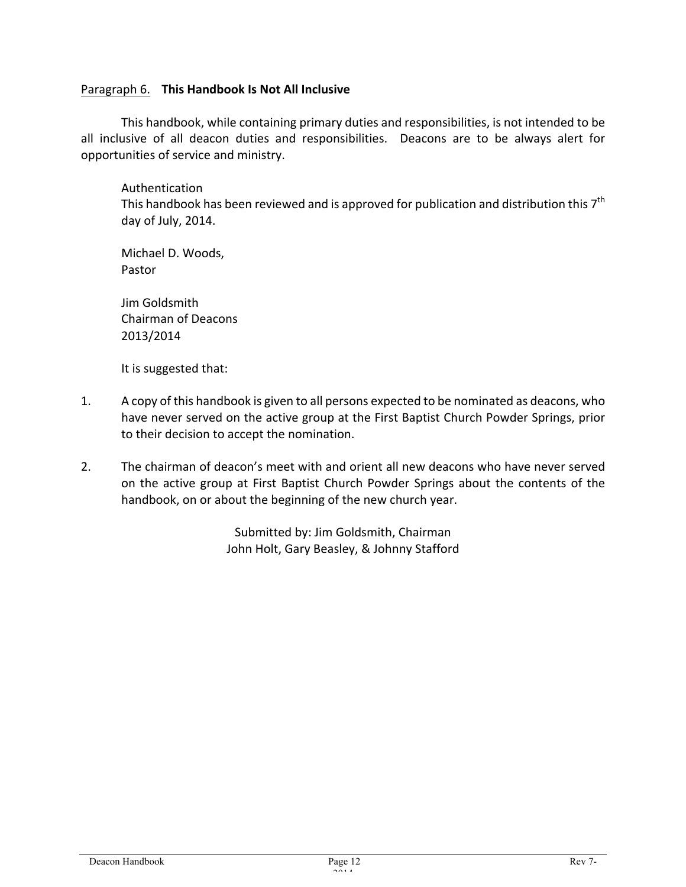Paragraph 6. **This Handbook Is Not All Inclusive**

This handbook, while containing primary duties and responsibilities, is not intended to be all inclusive of all deacon duties and responsibilities. Deacons are to be always alert for opportunities of service and ministry.

Authentication
This handbook has been reviewed and is approved for publication and distribution this 7th day of July, 2014.

Michael D. Woods,
Pastor

Jim Goldsmith
Chairman of Deacons
2013/2014

It is suggested that:

1. A copy of this handbook is given to all persons expected to be nominated as deacons, who have never served on the active group at the First Baptist Church Powder Springs, prior to their decision to accept the nomination.

2. The chairman of deacon's meet with and orient all new deacons who have never served on the active group at First Baptist Church Powder Springs about the contents of the handbook, on or about the beginning of the new church year.

Submitted by: Jim Goldsmith, Chairman
John Holt, Gary Beasley, & Johnny Stafford